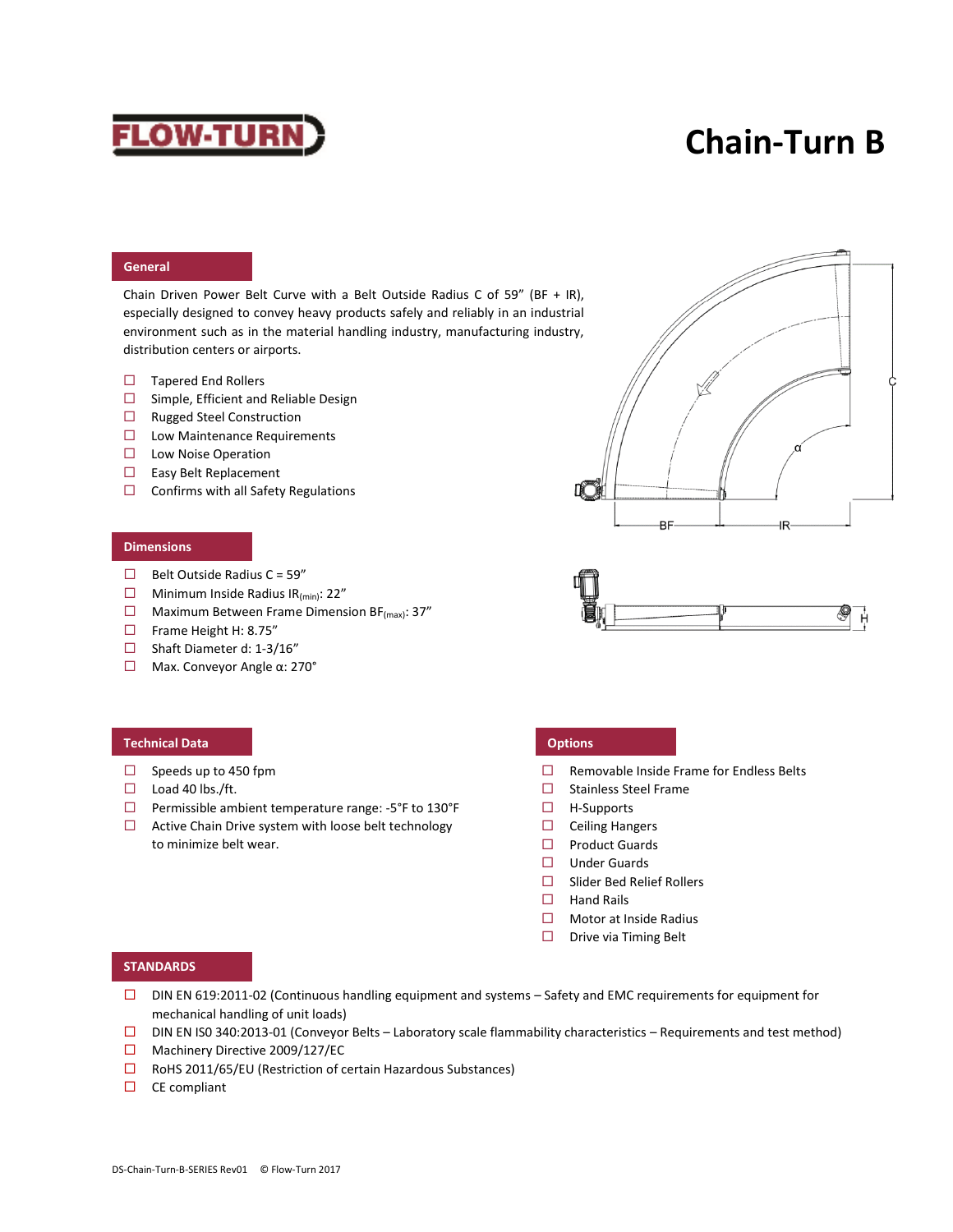# Chain-Turn B

## General

Chain Driven Power Belt Curve with a Belt Outside Radius C of 59” (BF + IR), especially designed to convey heavy products safely and reliably in an industrial environment such as in the material handling industry, manufacturing industry, distribution centers or airports.

- ☐ Tapered End Rollers
- ☐ Simple, Efficient and Reliable Design
- ☐ Rugged Steel Construction
- ☐ Low Maintenance Requirements
- ☐ Low Noise Operation
- ☐ Easy Belt Replacement
- ☐ Confirms with all Safety Regulations

## Dimensions

- ☐ Belt Outside Radius C = 59”
- ☐ Minimum Inside Radius $IR_{(min)}$: 22”
- ☐ Maximum Between Frame Dimension $BF_{(max)}$: 37”
- ☐ Frame Height H: 8.75”
- ☐ Shaft Diameter d: 1-3/16”
- ☐ Max. Conveyor Angle α: 270°

## Technical Data

- ☐ Speeds up to 450 fpm
- ☐ Load 40 lbs./ft.
- ☐ Permissible ambient temperature range: -5°F to 130°F
- ☐ Active Chain Drive system with loose belt technology to minimize belt wear.

## Options

- ☐ Removable Inside Frame for Endless Belts
- ☐ Stainless Steel Frame
- ☐ H-Supports
- ☐ Ceiling Hangers
- ☐ Product Guards
- ☐ Under Guards
- ☐ Slider Bed Relief Rollers
- ☐ Hand Rails
- ☐ Motor at Inside Radius
- ☐ Drive via Timing Belt

## STANDARDS

- ☐ DIN EN 619:2011-02 (Continuous handling equipment and systems – Safety and EMC requirements for equipment for mechanical handling of unit loads)
- ☐ DIN EN ISO 340:2013-01 (Conveyor Belts – Laboratory scale flammability characteristics – Requirements and test method)
- ☐ Machinery Directive 2009/127/EC
- ☐ RoHS 2011/65/EU (Restriction of certain Hazardous Substances)
- ☐ CE compliant

DS-Chain-Turn-B-SERIES Rev01 © Flow-Turn 2017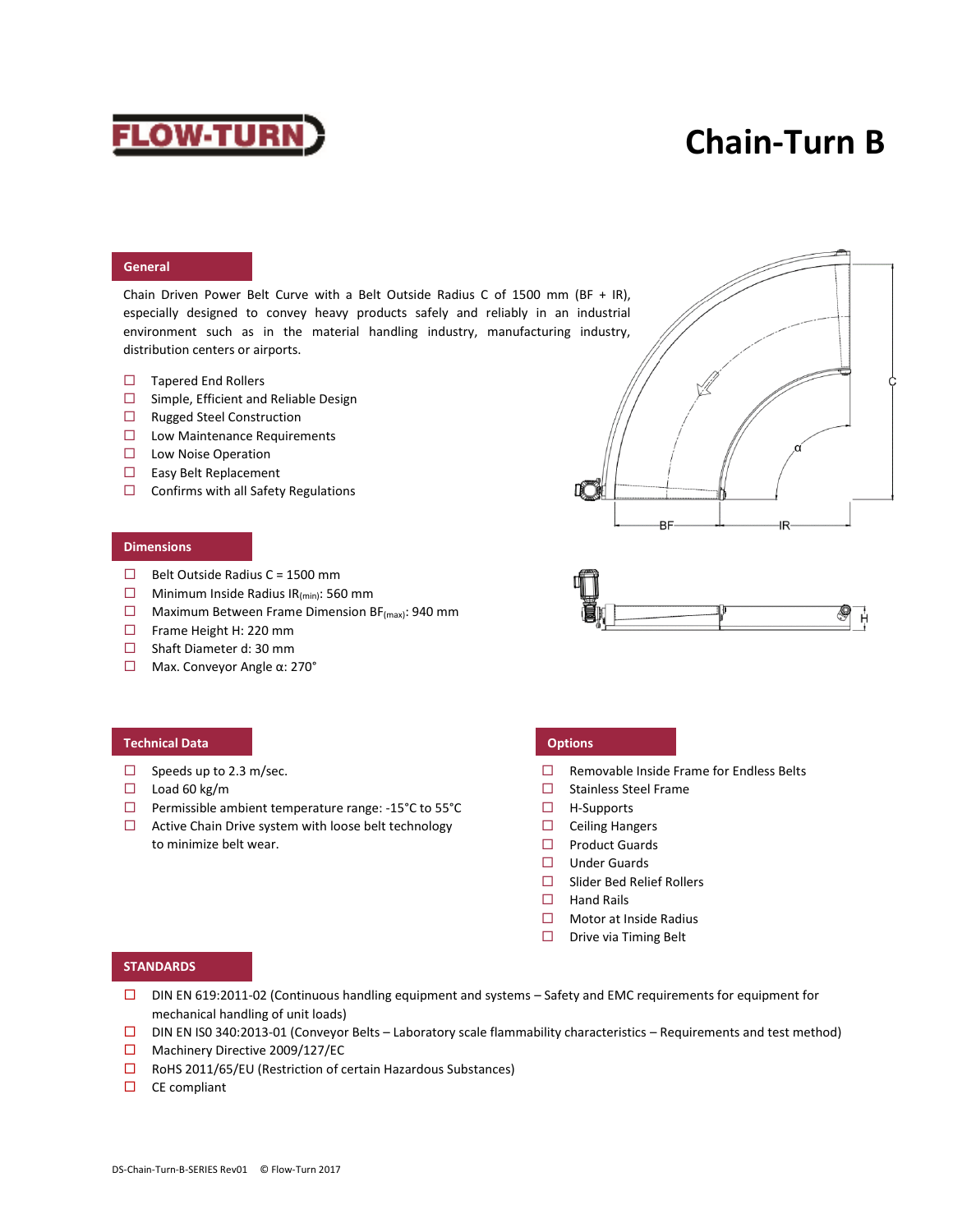# Chain-Turn B

FLOW-TURN

## General

Chain Driven Power Belt Curve with a Belt Outside Radius C of 1500 mm (BF + IR), especially designed to convey heavy products safely and reliably in an industrial environment such as in the material handling industry, manufacturing industry, distribution centers or airports.

- Tapered End Rollers
- Simple, Efficient and Reliable Design
- Rugged Steel Construction
- Low Maintenance Requirements
- Low Noise Operation
- Easy Belt Replacement
- Confirms with all Safety Regulations

C

α

BF

IR

H

## Dimensions

- Belt Outside Radius C = 1500 mm
- Minimum Inside Radius $IR_{(min)}$: 560 mm
- Maximum Between Frame Dimension $BF_{(max)}$: 940 mm
- Frame Height H: 220 mm
- Shaft Diameter d: 30 mm
- Max. Conveyor Angle α: 270°

## Technical Data

- Speeds up to 2.3 m/sec.
- Load 60 kg/m
- Permissible ambient temperature range: -15°C to 55°C
- Active Chain Drive system with loose belt technology to minimize belt wear.

## Options

- Removable Inside Frame for Endless Belts
- Stainless Steel Frame
- H-Supports
- Ceiling Hangers
- Product Guards
- Under Guards
- Slider Bed Relief Rollers
- Hand Rails
- Motor at Inside Radius
- Drive via Timing Belt

## STANDARDS

- DIN EN 619:2011-02 (Continuous handling equipment and systems – Safety and EMC requirements for equipment for mechanical handling of unit loads)
- DIN EN ISO 340:2013-01 (Conveyor Belts – Laboratory scale flammability characteristics – Requirements and test method)
- Machinery Directive 2009/127/EC
- RoHS 2011/65/EU (Restriction of certain Hazardous Substances)
- CE compliant

DS-Chain-Turn-B-SERIES Rev01 © Flow-Turn 2017